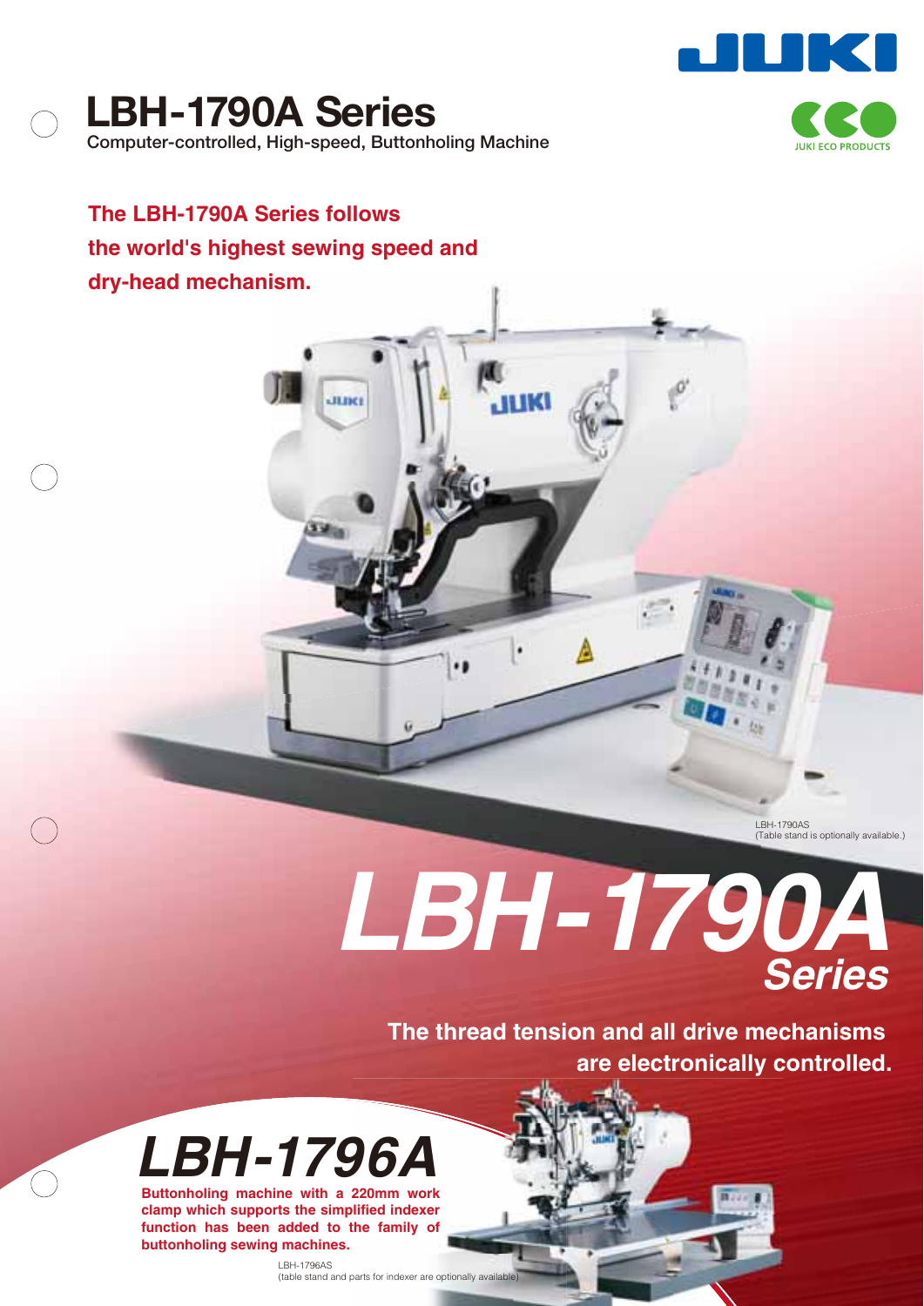# LBH-1790A Series

Computer-controlled, High-speed, Buttonholing Machine

JUKI ECO PRODUCTS

**The LBH-1790A Series follows the world's highest sewing speed and dry-head mechanism.**

LBH-1790AS
(Table stand is optionally available.)

## *LBH-1790A Series*

**The thread tension and all drive mechanisms are electronically controlled.**

## *LBH-1796A*

**Buttonholing machine with a 220mm work clamp which supports the simplified indexer function has been added to the family of buttonholing sewing machines.**

LBH-1796AS
(table stand and parts for indexer are optionally available)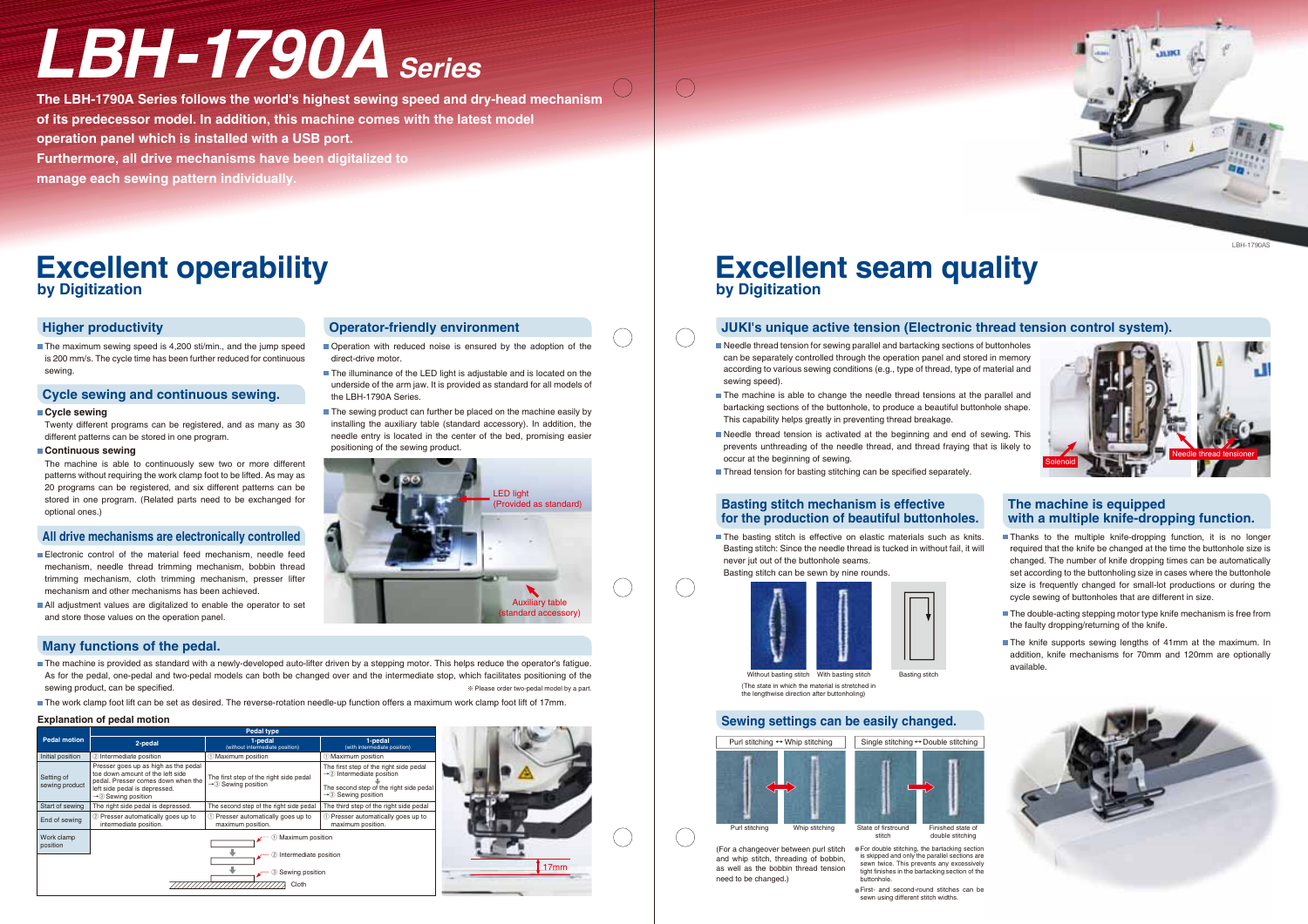# LBH-1790A Series

**The LBH-1790A Series follows the world's highest sewing speed and dry-head mechanism of its predecessor model. In addition, this machine comes with the latest model operation panel which is installed with a USB port. Furthermore, all drive mechanisms have been digitalized to manage each sewing pattern individually.**

LBH-1790AS

## Excellent operability
### by Digitization

### Higher productivity

- The maximum sewing speed is 4,200 sti/min., and the jump speed is 200 mm/s. The cycle time has been further reduced for continuous sewing.

### Cycle sewing and continuous sewing.

- **Cycle sewing**

  Twenty different programs can be registered, and as many as 30 different patterns can be stored in one program.

- **Continuous sewing**

  The machine is able to continuously sew two or more different patterns without requiring the work clamp foot to be lifted. As may as 20 programs can be registered, and six different patterns can be stored in one program. (Related parts need to be exchanged for optional ones.)

### All drive mechanisms are electronically controlled

- Electronic control of the material feed mechanism, needle feed mechanism, needle thread trimming mechanism, bobbin thread trimming mechanism, cloth trimming mechanism, presser lifter mechanism and other mechanisms has been achieved.
- All adjustment values are digitalized to enable the operator to set and store those values on the operation panel.

### Operator-friendly environment

- Operation with reduced noise is ensured by the adoption of the direct-drive motor.
- The illuminance of the LED light is adjustable and is located on the underside of the arm jaw. It is provided as standard for all models of the LBH-1790A Series.
- The sewing product can further be placed on the machine easily by installing the auxiliary table (standard accessory). In addition, the needle entry is located in the center of the bed, promising easier positioning of the sewing product.

LED light (Provided as standard)

Auxiliary table (standard accessory)

### Many functions of the pedal.

- The machine is provided as standard with a newly-developed auto-lifter driven by a stepping motor. This helps reduce the operator's fatigue. As for the pedal, one-pedal and two-pedal models can both be changed over and the intermediate stop, which facilitates positioning of the sewing product, can be specified. ※ Please order two-pedal model by a part.
- The work clamp foot lift can be set as desired. The reverse-rotation needle-up function offers a maximum work clamp foot lift of 17mm.

**Explanation of pedal motion**

| Pedal motion | Pedal type | | |
|---|---|---|---|
| | 2-pedal | 1-pedal (without intermediate position) | 1-pedal (with intermediate position) |
| Initial position | ② Intermediate position | ① Maximum position | ① Maximum position |
| Setting of sewing product | Presser goes up as high as the pedal toe down amount of the left side pedal. Presser comes down when the left side pedal is depressed. →③ Sewing position | The first step of the right side pedal →③ Sewing position | The first step of the right side pedal →② Intermediate position ↓ The second step of the right side pedal →③ Sewing position |
| Start of sewing | The right side pedal is depressed. | The second step of the right side pedal | The third step of the right side pedal |
| End of sewing | ② Presser automatically goes up to intermediate position. | ① Presser automatically goes up to maximum position. | ① Presser automatically goes up to maximum position. |
| Work clamp position | ① Maximum position / ② Intermediate position / ③ Sewing position / Cloth | | |

17mm

## Excellent seam quality
### by Digitization

### JUKI's unique active tension (Electronic thread tension control system).

- Needle thread tension for sewing parallel and bartacking sections of buttonholes can be separately controlled through the operation panel and stored in memory according to various sewing conditions (e.g., type of thread, type of material and sewing speed).
- The machine is able to change the needle thread tensions at the parallel and bartacking sections of the buttonhole, to produce a beautiful buttonhole shape. This capability helps greatly in preventing thread breakage.
- Needle thread tension is activated at the beginning and end of sewing. This prevents unthreading of the needle thread, and thread fraying that is likely to occur at the beginning of sewing.
- Thread tension for basting stitching can be specified separately.

Solenoid

Needle thread tensioner

### Basting stitch mechanism is effective for the production of beautiful buttonholes.

- The basting stitch is effective on elastic materials such as knits. Basting stitch: Since the needle thread is tucked in without fail, it will never put out of the buttonhole seams.

  Basting stitch can be sewn by nine rounds.

Without basting stitch　With basting stitch　Basting stitch

(The state in which the material is stretched in the lengthwise direction after buttonholing)

### The machine is equipped with a multiple knife-dropping function.

- Thanks to the multiple knife-dropping function, it is no longer required that the knife be changed at the time the buttonhole size is changed. The number of knife dropping times can be automatically set according to the buttonholing size in cases where the buttonhole size is frequently changed for small-lot productions or during the cycle sewing of buttonholes that are different in size.
- The double-acting stepping motor type knife mechanism is free from the faulty dropping/returning of the knife.
- The knife supports sewing lengths of 41mm at the maximum. In addition, knife mechanisms for 70mm and 120mm are optionally available.

### Sewing settings can be easily changed.

Purl stitching ↔ Whip stitching

Purl stitching　Whip stitching

(For a changeover between purl stitch and whip stitch, threading of bobbin, as well as the bobbin thread tension need to be changed.)

Single stitching ↔ Double stitching

State of firstround stitch　Finished state of double stitching

- For double stitching, the bartacking section is skipped and only the parallel sections are sewn twice. This prevents any excessively tight finishes in the bartacking section of the buttonhole.
- First- and second-round stitches can be sewn using different stitch widths.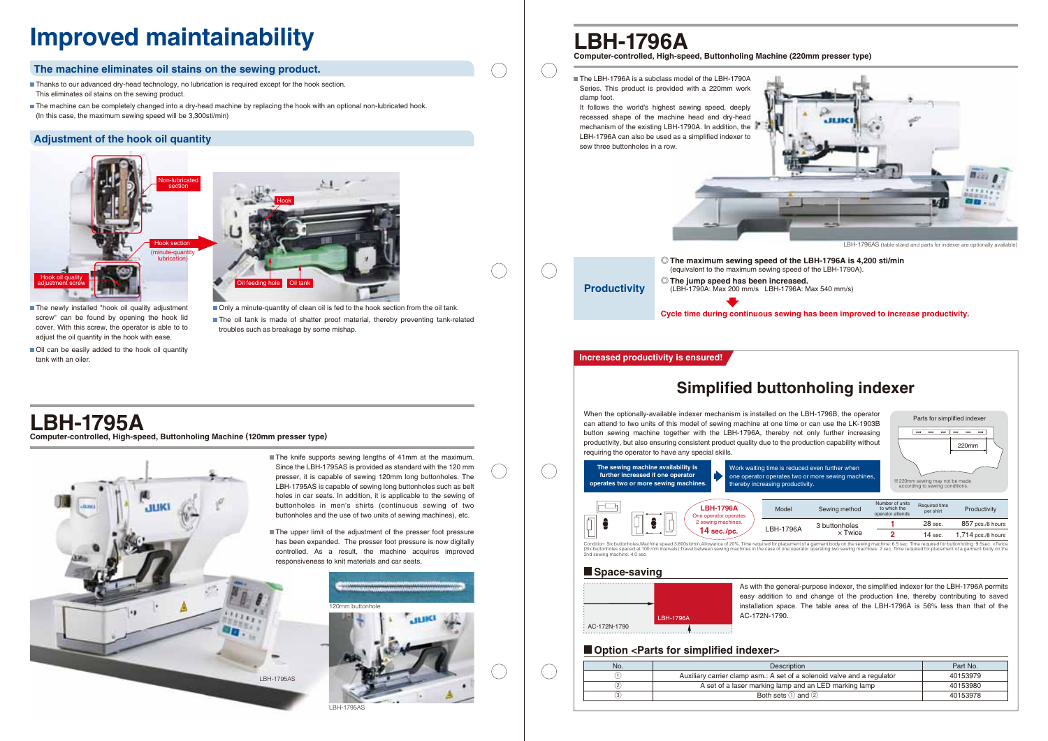# Improved maintainability

## The machine eliminates oil stains on the sewing product.

- Thanks to our advanced dry-head technology, no lubrication is required except for the hook section. This eliminates oil stains on the sewing product.
- The machine can be completely changed into a dry-head machine by replacing the hook with an optional non-lubricated hook. (In this case, the maximum sewing speed will be 3,300sti/min)

## Adjustment of the hook oil quantity

Non-lubricated section

Hook section (minute-quantity lubrication)

Hook oil quality adjustment screw

Hook

Oil feeding hole

Oil tank

- The newly installed "hook oil quality adjustment screw" can be found by opening the hook lid cover. With this screw, the operator is able to to adjust the oil quantity in the hook with ease.
- Oil can be easily added to the hook oil quantity tank with an oiler.
- Only a minute-quantity of clean oil is fed to the hook section from the oil tank.
- The oil tank is made of shatter proof material, thereby preventing tank-related troubles such as breakage by some mishap.

# LBH-1795A

**Computer-controlled, High-speed, Buttonholing Machine (120mm presser type)**

- The knife supports sewing lengths of 41mm at the maximum. Since the LBH-1795AS is provided as standard with the 120 mm presser, it is capable of sewing 120mm long buttonholes. The LBH-1795AS is capable of sewing long buttonholes such as belt holes in car seats. In addition, it is applicable to the sewing of buttonholes in men's shirts (continuous sewing of two buttonholes and the use of two units of sewing machines), etc.
- The upper limit of the adjustment of the presser foot pressure has been expanded. The presser foot pressure is now digitally controlled. As a result, the machine acquires improved responsiveness to knit materials and car seats.

120mm buttonhole

LBH-1795AS

LBH-1795AS

# LBH-1796A

**Computer-controlled, High-speed, Buttonholing Machine (220mm presser type)**

- The LBH-1796A is a subclass model of the LBH-1790A Series. This product is provided with a 220mm work clamp foot. It follows the world's highest sewing speed, deeply recessed shape of the machine head and dry-head mechanism of the existing LBH-1790A. In addition, the LBH-1796A can also be used as a simplified indexer to sew three buttonholes in a row.

LBH-1796AS (table stand and parts for indexer are optionally available)

## Productivity

◎ **The maximum sewing speed of the LBH-1796A is 4,200 sti/min** (equivalent to the maximum sewing speed of the LBH-1790A).

◎ **The jump speed has been increased.** (LBH-1790A: Max 200 mm/s LBH-1796A: Max 540 mm/s)

**Cycle time during continuous sewing has been improved to increase productivity.**

**Increased productivity is ensured!**

## Simplified buttonholing indexer

When the optionally-available indexer mechanism is installed on the LBH-1796B, the operator can attend to two units of this model of sewing machine at one time or can use the LK-1903B button sewing machine together with the LBH-1796A, thereby not only further increasing productivity, but also ensuring consistent product quality due to the production capability without requiring the operator to have any special skills.

Parts for simplified indexer

220mm

※ 220mm sewing may not be made according to sewing conditions.

**The sewing machine availability is further increased if one operator operates two or more sewing machines.** → Work waiting time is reduced even further when one operator operates two or more sewing machines, thereby increasing productivity.

**LBH-1796A** One operator operates 2 sewing machines. **14 sec./pc.**

| Model | Sewing method | Number of units to which the operator attends | Required time per shirt | Productivity |
|---|---|---|---|---|
| LBH-1796A | 3 buttonholes × Twice | 1 | 28 sec. | 857 pcs./8 hours |
| | | 2 | 14 sec. | 1,714 pcs./8 hours |

Condition: Six buttonholes,Machine speed:3,600sti/min,Allowance of 20%. Time required for placement of a garment body on the sewing machine: 6.5 sec. Time required for buttonholing: 9.5sec. ×Twice (Six buttonholes spaced at 100 mm intervals) Travel between sewing machines in the case of one operator operating two sewing machines: 2 sec. Time required for placement of a garment body on the 2nd sewing machine: 4.0 sec.

### Space-saving

LBH-1796A

AC-172N-1790

As with the general-purpose indexer, the simplified indexer for the LBH-1796A permits easy addition to and change of the production line, thereby contributing to saved installation space. The table area of the LBH-1796A is 56% less than that of the AC-172N-1790.

### Option <Parts for simplified indexer>

| No. | Description | Part No. |
|---|---|---|
| ① | Auxiliary carrier clamp asm.: A set of a solenoid valve and a regulator | 40153979 |
| ② | A set of a laser marking lamp and an LED marking lamp | 40153980 |
| ③ | Both sets ① and ② | 40153978 |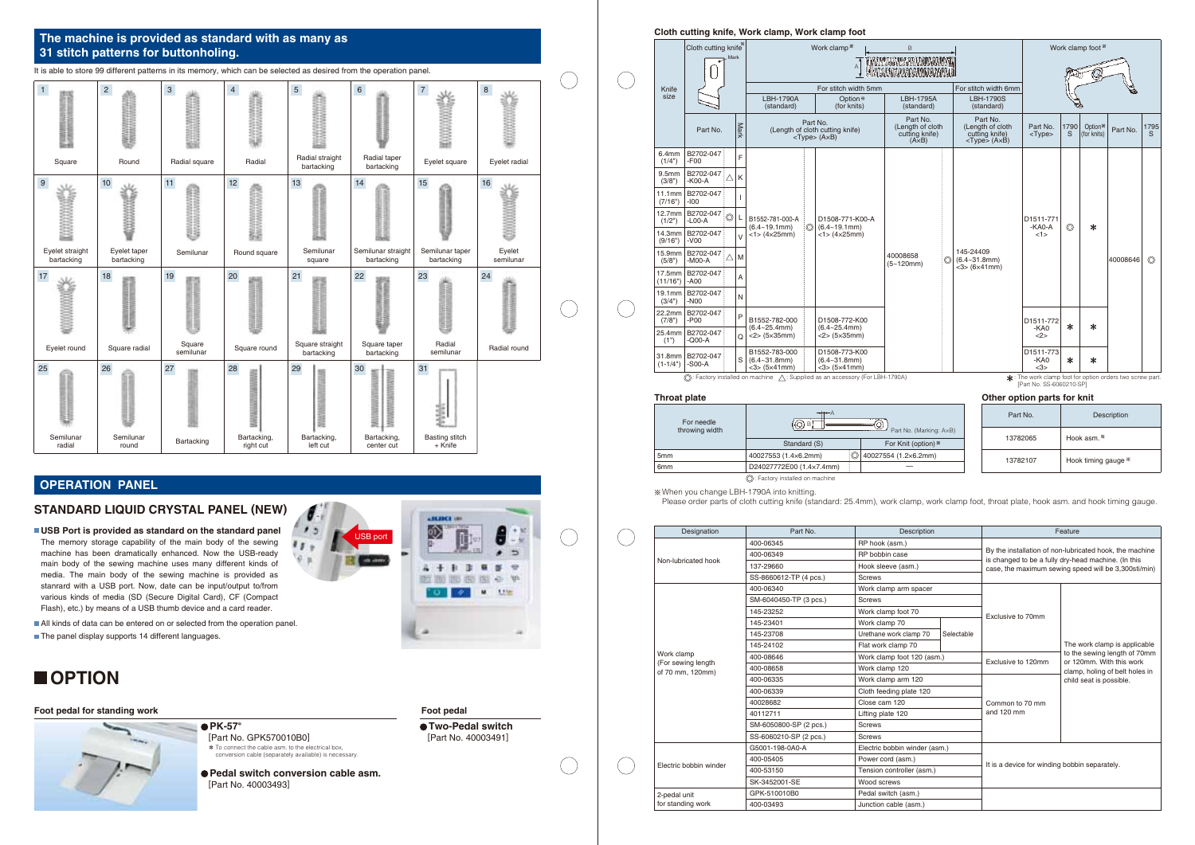## The machine is provided as standard with as many as 31 stitch patterns for buttonholing.

It is able to store 99 different patterns in its memory, which can be selected as desired from the operation panel.

| | | | | | | | |
|---|---|---|---|---|---|---|---|
| 1 Square | 2 Round | 3 Radial square | 4 Radial | 5 Radial straight bartacking | 6 Radial taper bartacking | 7 Eyelet square | 8 Eyelet radial |
| 9 Eyelet straight bartacking | 10 Eyelet taper bartacking | 11 Semilunar | 12 Round square | 13 Semilunar square | 14 Semilunar straight bartacking | 15 Semilunar taper bartacking | 16 Eyelet semilunar |
| 17 Eyelet round | 18 Square radial | 19 Square semilunar | 20 Square round | 21 Square straight bartacking | 22 Square taper bartacking | 23 Radial semilunar | 24 Radial round |
| 25 Semilunar radial | 26 Semilunar round | 27 Bartacking | 28 Bartacking, right cut | 29 Bartacking, left cut | 30 Bartacking, center cut | 31 Basting stitch + Knife | |

## OPERATION PANEL

### STANDARD LIQUID CRYSTAL PANEL (NEW)

- **USB Port is provided as standard on the standard panel**
  The memory storage capability of the main body of the sewing machine has been dramatically enhanced. Now the USB-ready main body of the sewing machine uses many different kinds of media. The main body of the sewing machine is provided as stanrard with a USB port. Now, date can be input/output to/from various kinds of media (SD (Secure Digital Card), CF (Compact Flash), etc.) by means of a USB thumb device and a card reader.
- All kinds of data can be entered on or selected from the operation panel.
- The panel display supports 14 different languages.

USB port

## OPTION

### Foot pedal for standing work

- **PK-57**※
  [Part No. GPK570010B0]
  ※ To connect the cable asm. to the electrical box, conversion cable (separately available) is necessary.
- **Pedal switch conversion cable asm.**
  [Part No. 40003493]

### Foot pedal

- **Two-Pedal switch**
  [Part No. 40003491]

### Cloth cutting knife, Work clamp, Work clamp foot

| Knife size | Cloth cutting knife※ Part No. | Mark | Work clamp※ For stitch width 5mm LBH-1790A (standard) Part No. (Length of cloth cutting knife) <Type> (A×B) | Work clamp※ For stitch width 5mm Option※ (for knits) | Work clamp※ LBH-1795A (standard) Part No. (Length of cloth cutting knife) (A×B) | Work clamp※ For stitch width 6mm LBH-1790S (standard) Part No. (Length of cloth cutting knife) <Type> (A×B) | Work clamp foot※ Part No. <Type> | 1790 S | Option※ (for knits) | Part No. | 1795 S |
|---|---|---|---|---|---|---|---|---|---|---|---|
| 6.4mm (1/4") | B2702-047-F00 | F | | | | | | | | | |
| 9.5mm (3/8") | B2702-047-K00-A | △ K | | | | | | | | | |
| 11.1mm (7/16") | B2702-047-I00 | I | | | | | | | | | |
| 12.7mm (1/2") | B2702-047-L00-A | ◎ L | B1552-781-000-A (6.4~19.1mm) <1> (4×25mm) | ◎ D1508-771-K00-A (6.4~19.1mm) <1> (4×25mm) | | | D1511-771-KA0-A <1> | ◎ | ※ | | |
| 14.3mm (9/16") | B2702-047-V00 | V | | | | | | | | | |
| 15.9mm (5/8") | B2702-047-M00-A | △ M | | | 40008658 (5~120mm) | ◎ 145-24409 (6.4~31.8mm) <3> (6×41mm) | | | | 40008646 | ◎ |
| 17.5mm (11/16") | B2702-047-A00 | A | | | | | | | | | |
| 19.1mm (3/4") | B2702-047-N00 | N | | | | | | | | | |
| 22.2mm (7/8") | B2702-047-P00 | P | B1552-782-000 (6.4~25.4mm) <2> (5×35mm) | D1508-772-K00 (6.4~25.4mm) <2> (5×35mm) | | | D1511-772-KA0 <2> | ※ | ※ | | |
| 25.4mm (1") | B2702-047-Q00-A | Q | | | | | | | | | |
| 31.8mm (1-1/4") | B2702-047-S00-A | S | B1552-783-000 (6.4~31.8mm) <3> (5×41mm) | D1508-773-K00 (6.4~31.8mm) <3> (5×41mm) | | | D1511-773-KA0 <3> | ※ | ※ | | |

◎: Factory installed on machine △: Supplied as an accessory (For LBH-1790A)

※ The work clamp foot for option orders two screw part. [Part No. SS-6060210-SP]

### Throat plate

| For needle throwing width | Standard (S) | For Knit (option)※ |
|---|---|---|
| 5mm | 40027553 (1.4×6.2mm) | ◎ 40027554 (1.2×6.2mm) |
| 6mm | D24027772E00 (1.4×7.4mm) | — |

Part No. (Marking: A×B)

◎: Factory installed on machine

### Other option parts for knit

| Part No. | Description |
|---|---|
| 13782065 | Hook asm.※ |
| 13782107 | Hook timing gauge※ |

※When you change LBH-1790A into knitting.
Please order parts of cloth cutting knife (standard: 25.4mm), work clamp, work clamp foot, throat plate, hook asm. and hook timing gauge.

| Designation | Part No. | Description | | Feature | |
|---|---|---|---|---|---|
| Non-lubricated hook | 400-06345 | RP hook (asm.) | | By the installation of non-lubricated hook, the machine is changed to be a fully dry-head machine. (In this case, the maximum sewing speed will be 3,300sti/min) | |
| | 400-06349 | RP bobbin case | | | |
| | 137-29660 | Hook sleeve (asm.) | | | |
| | SS-8660612-TP (4 pcs.) | Screws | | | |
| Work clamp (For sewing length of 70 mm, 120mm) | 400-06340 | Work clamp arm spacer | | Exclusive to 70mm | The work clamp is applicable to the sewing length of 70mm or 120mm. With this work clamp, holing of belt holes in child seat is possible. |
| | SM-6040450-TP (3 pcs.) | Screws | | | |
| | 145-23252 | Work clamp foot 70 | | | |
| | 145-23401 | Work clamp 70 | Selectable | | |
| | 145-23708 | Urethane work clamp 70 | | | |
| | 145-24102 | Flat work clamp 70 | | | |
| | 400-08646 | Work clamp foot 120 (asm.) | | Exclusive to 120mm | |
| | 400-08658 | Work clamp 120 | | | |
| | 400-06335 | Work clamp arm 120 | | Common to 70 mm and 120 mm | |
| | 400-06339 | Cloth feeding plate 120 | | | |
| | 40028682 | Close cam 120 | | | |
| | 40112711 | Lifting plate 120 | | | |
| | SM-6050800-SP (2 pcs.) | Screws | | | |
| | SS-6060210-SP (2 pcs.) | Screws | | | |
| Electric bobbin winder | G5001-198-0A0-A | Electric bobbin winder (asm.) | | It is a device for winding bobbin separately. | |
| | 400-05405 | Power cord (asm.) | | | |
| | 400-53150 | Tension controller (asm.) | | | |
| | SK-3452001-SE | Wood screws | | | |
| 2-pedal unit for standing work | GPK-510010B0 | Pedal switch (asm.) | | | |
| | 400-03493 | Junction cable (asm.) | | | |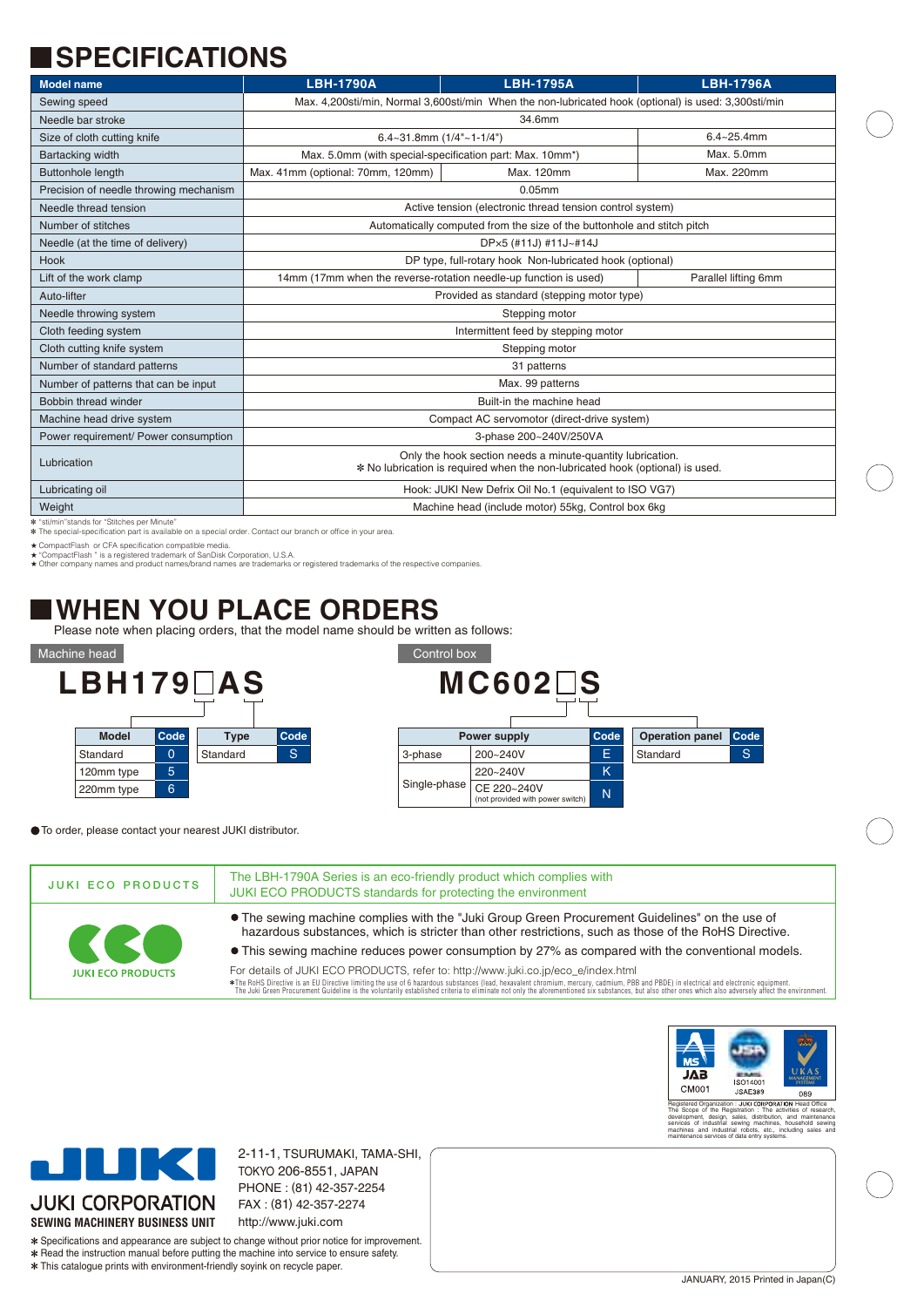# SPECIFICATIONS

| Model name | LBH-1790A | LBH-1795A | LBH-1796A |
|---|---|---|---|
| Sewing speed | Max. 4,200sti/min, Normal 3,600sti/min When the non-lubricated hook (optional) is used: 3,300sti/min | | |
| Needle bar stroke | 34.6mm | | |
| Size of cloth cutting knife | 6.4~31.8mm (1/4"~1-1/4") | | 6.4~25.4mm |
| Bartacking width | Max. 5.0mm (with special-specification part: Max. 10mm*) | | Max. 5.0mm |
| Buttonhole length | Max. 41mm (optional: 70mm, 120mm) | Max. 120mm | Max. 220mm |
| Precision of needle throwing mechanism | 0.05mm | | |
| Needle thread tension | Active tension (electronic thread tension control system) | | |
| Number of stitches | Automatically computed from the size of the buttonhole and stitch pitch | | |
| Needle (at the time of delivery) | DP×5 (#11J) #11J~#14J | | |
| Hook | DP type, full-rotary hook Non-lubricated hook (optional) | | |
| Lift of the work clamp | 14mm (17mm when the reverse-rotation needle-up function is used) | | Parallel lifting 6mm |
| Auto-lifter | Provided as standard (stepping motor type) | | |
| Needle throwing system | Stepping motor | | |
| Cloth feeding system | Intermittent feed by stepping motor | | |
| Cloth cutting knife system | Stepping motor | | |
| Number of standard patterns | 31 patterns | | |
| Number of patterns that can be input | Max. 99 patterns | | |
| Bobbin thread winder | Built-in the machine head | | |
| Machine head drive system | Compact AC servomotor (direct-drive system) | | |
| Power requirement/ Power consumption | 3-phase 200~240V/250VA | | |
| Lubrication | Only the hook section needs a minute-quantity lubrication. ✻ No lubrication is required when the non-lubricated hook (optional) is used. | | |
| Lubricating oil | Hook: JUKI New Defrix Oil No.1 (equivalent to ISO VG7) | | |
| Weight | Machine head (include motor) 55kg, Control box 6kg | | |

✻ "sti/min"stands for "Stitches per Minute"
✻ The special-specification part is available on a special order. Contact our branch or office in your area.

★ CompactFlash or CFA specification compatible media.
★ "CompactFlash " is a registered trademark of SanDisk Corporation, U.S.A.
★ Other company names and product names/brand names are trademarks or registered trademarks of the respective companies.

# WHEN YOU PLACE ORDERS

Please note when placing orders, that the model name should be written as follows:

**Machine head**

**LBH179□AS**

| Model | Code |
|---|---|
| Standard | 0 |
| 120mm type | 5 |
| 220mm type | 6 |

| Type | Code |
|---|---|
| Standard | S |

**Control box**

**MC602□S**

| Power supply | | Code |
|---|---|---|
| 3-phase | 200~240V | E |
| Single-phase | 220~240V | K |
| | CE 220~240V (not provided with power switch) | N |

| Operation panel | Code |
|---|---|
| Standard | S |

● To order, please contact your nearest JUKI distributor.

**JUKI ECO PRODUCTS**

The LBH-1790A Series is an eco-friendly product which complies with JUKI ECO PRODUCTS standards for protecting the environment

JUKI ECO PRODUCTS

- The sewing machine complies with the "Juki Group Green Procurement Guidelines" on the use of hazardous substances, which is stricter than other restrictions, such as those of the RoHS Directive.
- This sewing machine reduces power consumption by 27% as compared with the conventional models.

For details of JUKI ECO PRODUCTS, refer to: http://www.juki.co.jp/eco_e/index.html

✻The RoHS Directive is an EU Directive limiting the use of 6 hazardous substances (lead, hexavalent chromium, mercury, cadmium, PBB and PBDE) in electrical and electronic equipment. The Juki Green Procurement Guideline is the voluntarily established criteria to eliminate not only the aforementioned six substances, but also other ones which also adversely affect the environment.

MS JAB CM001 | ISO14001 JSAE389 | UKAS MANAGEMENT SYSTEMS 089

Registered Organization : JUKI CORPORATION Head Office
The Scope of the Registration : The activities of research, development, design, sales, distribution, and maintenance services of industrial sewing machines, household sewing machines and industrial robots, etc., including sales and maintenance services of data entry systems.

**JUKI CORPORATION**
**SEWING MACHINERY BUSINESS UNIT**

2-11-1, TSURUMAKI, TAMA-SHI,
TOKYO 206-8551, JAPAN
PHONE : (81) 42-357-2254
FAX : (81) 42-357-2274
http://www.juki.com

✻ Specifications and appearance are subject to change without prior notice for improvement.
✻ Read the instruction manual before putting the machine into service to ensure safety.
✻ This catalogue prints with environment-friendly soyink on recycle paper.

JANUARY, 2015 Printed in Japan(C)